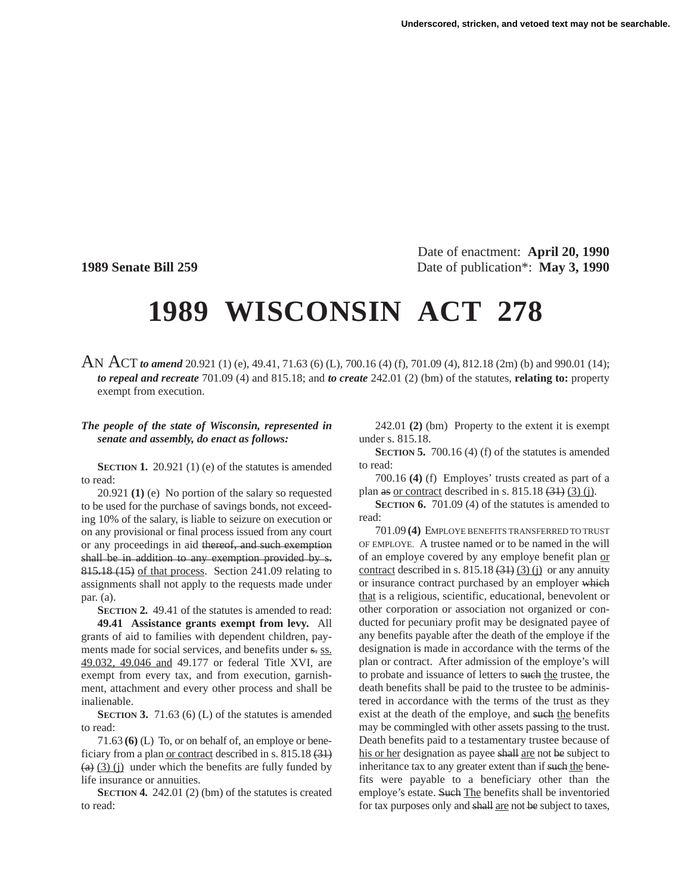Underscored, stricken, and vetoed text may not be searchable.

**1989 Senate Bill 259**

Date of enactment: **April 20, 1990**
Date of publication*: **May 3, 1990**

# 1989 WISCONSIN ACT 278

AN ACT ***to amend*** 20.921 (1) (e), 49.41, 71.63 (6) (L), 700.16 (4) (f), 701.09 (4), 812.18 (2m) (b) and 990.01 (14); ***to repeal and recreate*** 701.09 (4) and 815.18; and ***to create*** 242.01 (2) (bm) of the statutes, **relating to:** property exempt from execution.

***The people of the state of Wisconsin, represented in senate and assembly, do enact as follows:***

**SECTION 1.** 20.921 (1) (e) of the statutes is amended to read:

20.921 **(1)** (e) No portion of the salary so requested to be used for the purchase of savings bonds, not exceeding 10% of the salary, is liable to seizure on execution or on any provisional or final process issued from any court or any proceedings in aid ~~thereof, and such exemption shall be in addition to any exemption provided by s. 815.18 (15)~~ of that process. Section 241.09 relating to assignments shall not apply to the requests made under par. (a).

**SECTION 2.** 49.41 of the statutes is amended to read:

**49.41 Assistance grants exempt from levy.** All grants of aid to families with dependent children, payments made for social services, and benefits under ~~s.~~ ss. 49.032, 49.046 and 49.177 or federal Title XVI, are exempt from every tax, and from execution, garnishment, attachment and every other process and shall be inalienable.

**SECTION 3.** 71.63 (6) (L) of the statutes is amended to read:

71.63 **(6)** (L) To, or on behalf of, an employe or beneficiary from a plan or contract described in s. 815.18 ~~(31) (a)~~ (3) (j) under which the benefits are fully funded by life insurance or annuities.

**SECTION 4.** 242.01 (2) (bm) of the statutes is created to read:

242.01 **(2)** (bm) Property to the extent it is exempt under s. 815.18.

**SECTION 5.** 700.16 (4) (f) of the statutes is amended to read:

700.16 **(4)** (f) Employes' trusts created as part of a plan ~~as~~ or contract described in s. 815.18 ~~(31)~~ (3) (j).

**SECTION 6.** 701.09 (4) of the statutes is amended to read:

701.09 **(4)** EMPLOYE BENEFITS TRANSFERRED TO TRUST OF EMPLOYE. A trustee named or to be named in the will of an employe covered by any employe benefit plan or contract described in s. 815.18 ~~(31)~~ (3) (j) or any annuity or insurance contract purchased by an employer ~~which~~ that is a religious, scientific, educational, benevolent or other corporation or association not organized or conducted for pecuniary profit may be designated payee of any benefits payable after the death of the employe if the designation is made in accordance with the terms of the plan or contract. After admission of the employe's will to probate and issuance of letters to ~~such~~ the trustee, the death benefits shall be paid to the trustee to be administered in accordance with the terms of the trust as they exist at the death of the employe, and ~~such~~ the benefits may be commingled with other assets passing to the trust. Death benefits paid to a testamentary trustee because of his or her designation as payee ~~shall~~ are not ~~be~~ subject to inheritance tax to any greater extent than if ~~such~~ the benefits were payable to a beneficiary other than the employe's estate. ~~Such~~ The benefits shall be inventoried for tax purposes only and ~~shall~~ are not ~~be~~ subject to taxes,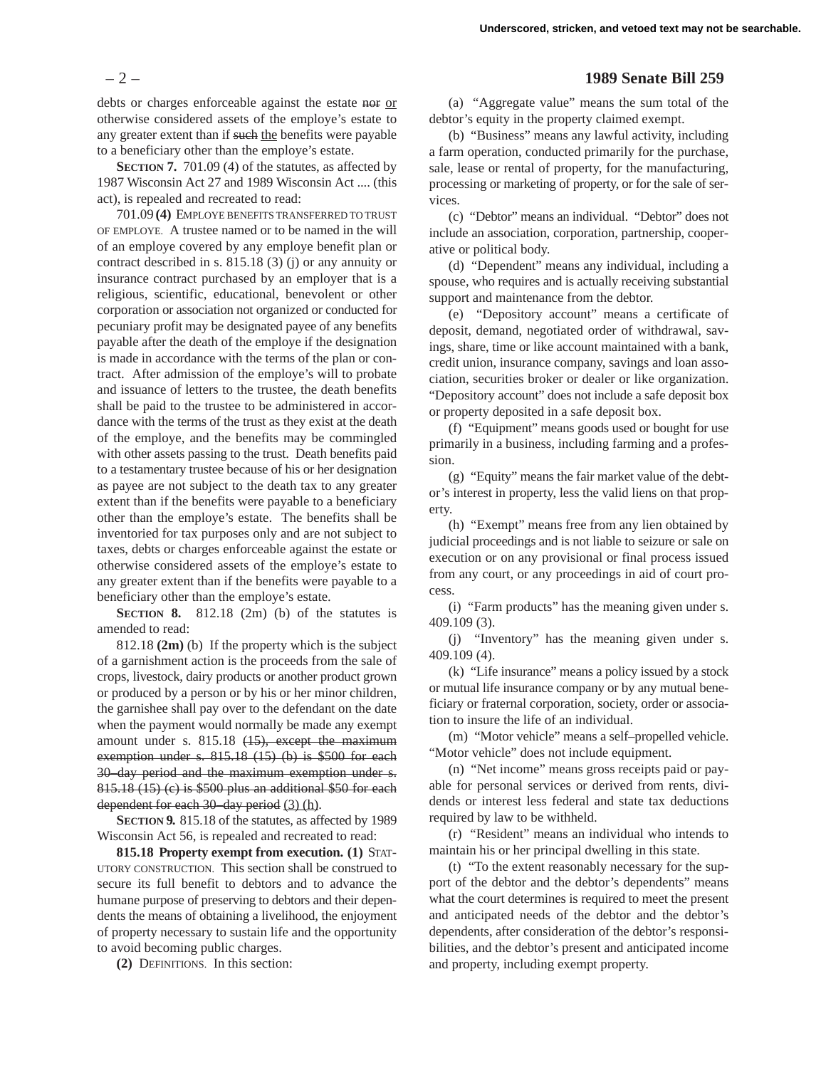debts or charges enforceable against the estate ~~nor~~ or otherwise considered assets of the employe's estate to any greater extent than if ~~such~~ the benefits were payable to a beneficiary other than the employe's estate.

**SECTION 7.** 701.09 (4) of the statutes, as affected by 1987 Wisconsin Act 27 and 1989 Wisconsin Act .... (this act), is repealed and recreated to read:

701.09 **(4)** EMPLOYE BENEFITS TRANSFERRED TO TRUST OF EMPLOYE. A trustee named or to be named in the will of an employe covered by any employe benefit plan or contract described in s. 815.18 (3) (j) or any annuity or insurance contract purchased by an employer that is a religious, scientific, educational, benevolent or other corporation or association not organized or conducted for pecuniary profit may be designated payee of any benefits payable after the death of the employe if the designation is made in accordance with the terms of the plan or contract. After admission of the employe's will to probate and issuance of letters to the trustee, the death benefits shall be paid to the trustee to be administered in accordance with the terms of the trust as they exist at the death of the employe, and the benefits may be commingled with other assets passing to the trust. Death benefits paid to a testamentary trustee because of his or her designation as payee are not subject to the death tax to any greater extent than if the benefits were payable to a beneficiary other than the employe's estate. The benefits shall be inventoried for tax purposes only and are not subject to taxes, debts or charges enforceable against the estate or otherwise considered assets of the employe's estate to any greater extent than if the benefits were payable to a beneficiary other than the employe's estate.

**SECTION 8.** 812.18 (2m) (b) of the statutes is amended to read:

812.18 **(2m)** (b) If the property which is the subject of a garnishment action is the proceeds from the sale of crops, livestock, dairy products or another product grown or produced by a person or by his or her minor children, the garnishee shall pay over to the defendant on the date when the payment would normally be made any exempt amount under s. 815.18 ~~(15), except the maximum exemption under s. 815.18 (15) (b) is $500 for each 30–day period and the maximum exemption under s. 815.18 (15) (c) is $500 plus an additional $50 for each dependent for each 30–day period~~ (3) (h).

**SECTION 9.** 815.18 of the statutes, as affected by 1989 Wisconsin Act 56, is repealed and recreated to read:

**815.18 Property exempt from execution. (1)** STATUTORY CONSTRUCTION. This section shall be construed to secure its full benefit to debtors and to advance the humane purpose of preserving to debtors and their dependents the means of obtaining a livelihood, the enjoyment of property necessary to sustain life and the opportunity to avoid becoming public charges.

**(2)** DEFINITIONS. In this section:

(a) "Aggregate value" means the sum total of the debtor's equity in the property claimed exempt.

(b) "Business" means any lawful activity, including a farm operation, conducted primarily for the purchase, sale, lease or rental of property, for the manufacturing, processing or marketing of property, or for the sale of services.

(c) "Debtor" means an individual. "Debtor" does not include an association, corporation, partnership, cooperative or political body.

(d) "Dependent" means any individual, including a spouse, who requires and is actually receiving substantial support and maintenance from the debtor.

(e) "Depository account" means a certificate of deposit, demand, negotiated order of withdrawal, savings, share, time or like account maintained with a bank, credit union, insurance company, savings and loan association, securities broker or dealer or like organization. "Depository account" does not include a safe deposit box or property deposited in a safe deposit box.

(f) "Equipment" means goods used or bought for use primarily in a business, including farming and a profession.

(g) "Equity" means the fair market value of the debtor's interest in property, less the valid liens on that property.

(h) "Exempt" means free from any lien obtained by judicial proceedings and is not liable to seizure or sale on execution or on any provisional or final process issued from any court, or any proceedings in aid of court process.

(i) "Farm products" has the meaning given under s. 409.109 (3).

(j) "Inventory" has the meaning given under s. 409.109 (4).

(k) "Life insurance" means a policy issued by a stock or mutual life insurance company or by any mutual beneficiary or fraternal corporation, society, order or association to insure the life of an individual.

(m) "Motor vehicle" means a self–propelled vehicle. "Motor vehicle" does not include equipment.

(n) "Net income" means gross receipts paid or payable for personal services or derived from rents, dividends or interest less federal and state tax deductions required by law to be withheld.

(r) "Resident" means an individual who intends to maintain his or her principal dwelling in this state.

(t) "To the extent reasonably necessary for the support of the debtor and the debtor's dependents" means what the court determines is required to meet the present and anticipated needs of the debtor and the debtor's dependents, after consideration of the debtor's responsibilities, and the debtor's present and anticipated income and property, including exempt property.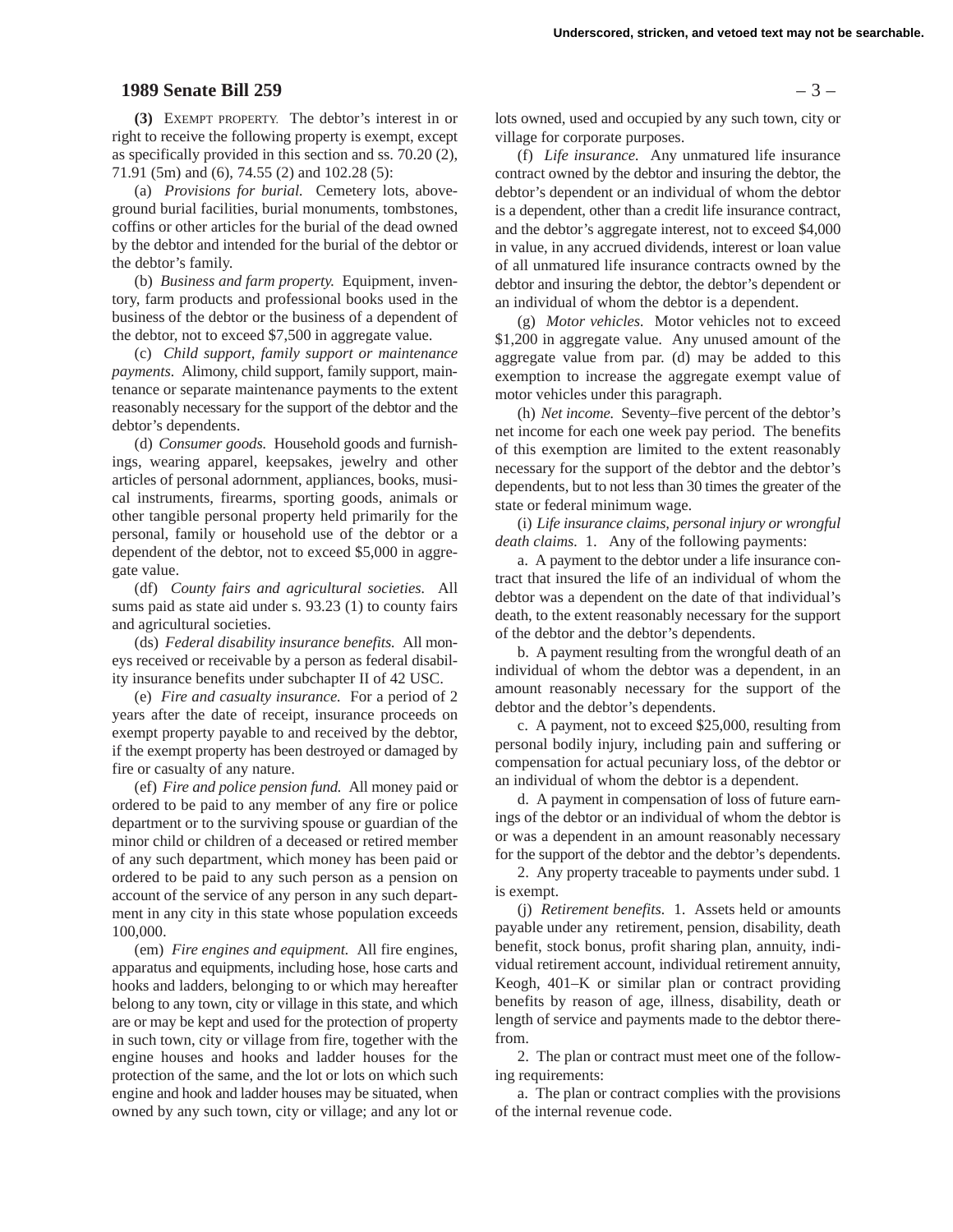**(3)** EXEMPT PROPERTY. The debtor's interest in or right to receive the following property is exempt, except as specifically provided in this section and ss. 70.20 (2), 71.91 (5m) and (6), 74.55 (2) and 102.28 (5):

(a) *Provisions for burial.* Cemetery lots, above-ground burial facilities, burial monuments, tombstones, coffins or other articles for the burial of the dead owned by the debtor and intended for the burial of the debtor or the debtor's family.

(b) *Business and farm property.* Equipment, inventory, farm products and professional books used in the business of the debtor or the business of a dependent of the debtor, not to exceed $7,500 in aggregate value.

(c) *Child support, family support or maintenance payments.* Alimony, child support, family support, maintenance or separate maintenance payments to the extent reasonably necessary for the support of the debtor and the debtor's dependents.

(d) *Consumer goods.* Household goods and furnishings, wearing apparel, keepsakes, jewelry and other articles of personal adornment, appliances, books, musical instruments, firearms, sporting goods, animals or other tangible personal property held primarily for the personal, family or household use of the debtor or a dependent of the debtor, not to exceed $5,000 in aggregate value.

(df) *County fairs and agricultural societies.* All sums paid as state aid under s. 93.23 (1) to county fairs and agricultural societies.

(ds) *Federal disability insurance benefits.* All moneys received or receivable by a person as federal disability insurance benefits under subchapter II of 42 USC.

(e) *Fire and casualty insurance.* For a period of 2 years after the date of receipt, insurance proceeds on exempt property payable to and received by the debtor, if the exempt property has been destroyed or damaged by fire or casualty of any nature.

(ef) *Fire and police pension fund.* All money paid or ordered to be paid to any member of any fire or police department or to the surviving spouse or guardian of the minor child or children of a deceased or retired member of any such department, which money has been paid or ordered to be paid to any such person as a pension on account of the service of any person in any such department in any city in this state whose population exceeds 100,000.

(em) *Fire engines and equipment.* All fire engines, apparatus and equipments, including hose, hose carts and hooks and ladders, belonging to or which may hereafter belong to any town, city or village in this state, and which are or may be kept and used for the protection of property in such town, city or village from fire, together with the engine houses and hooks and ladder houses for the protection of the same, and the lot or lots on which such engine and hook and ladder houses may be situated, when owned by any such town, city or village; and any lot or lots owned, used and occupied by any such town, city or village for corporate purposes.

(f) *Life insurance.* Any unmatured life insurance contract owned by the debtor and insuring the debtor, the debtor's dependent or an individual of whom the debtor is a dependent, other than a credit life insurance contract, and the debtor's aggregate interest, not to exceed $4,000 in value, in any accrued dividends, interest or loan value of all unmatured life insurance contracts owned by the debtor and insuring the debtor, the debtor's dependent or an individual of whom the debtor is a dependent.

(g) *Motor vehicles.* Motor vehicles not to exceed $1,200 in aggregate value. Any unused amount of the aggregate value from par. (d) may be added to this exemption to increase the aggregate exempt value of motor vehicles under this paragraph.

(h) *Net income.* Seventy–five percent of the debtor's net income for each one week pay period. The benefits of this exemption are limited to the extent reasonably necessary for the support of the debtor and the debtor's dependents, but to not less than 30 times the greater of the state or federal minimum wage.

(i) *Life insurance claims, personal injury or wrongful death claims.* 1. Any of the following payments:

a. A payment to the debtor under a life insurance contract that insured the life of an individual of whom the debtor was a dependent on the date of that individual's death, to the extent reasonably necessary for the support of the debtor and the debtor's dependents.

b. A payment resulting from the wrongful death of an individual of whom the debtor was a dependent, in an amount reasonably necessary for the support of the debtor and the debtor's dependents.

c. A payment, not to exceed $25,000, resulting from personal bodily injury, including pain and suffering or compensation for actual pecuniary loss, of the debtor or an individual of whom the debtor is a dependent.

d. A payment in compensation of loss of future earnings of the debtor or an individual of whom the debtor is or was a dependent in an amount reasonably necessary for the support of the debtor and the debtor's dependents.

2. Any property traceable to payments under subd. 1 is exempt.

(j) *Retirement benefits.* 1. Assets held or amounts payable under any retirement, pension, disability, death benefit, stock bonus, profit sharing plan, annuity, individual retirement account, individual retirement annuity, Keogh, 401–K or similar plan or contract providing benefits by reason of age, illness, disability, death or length of service and payments made to the debtor therefrom.

2. The plan or contract must meet one of the following requirements:

a. The plan or contract complies with the provisions of the internal revenue code.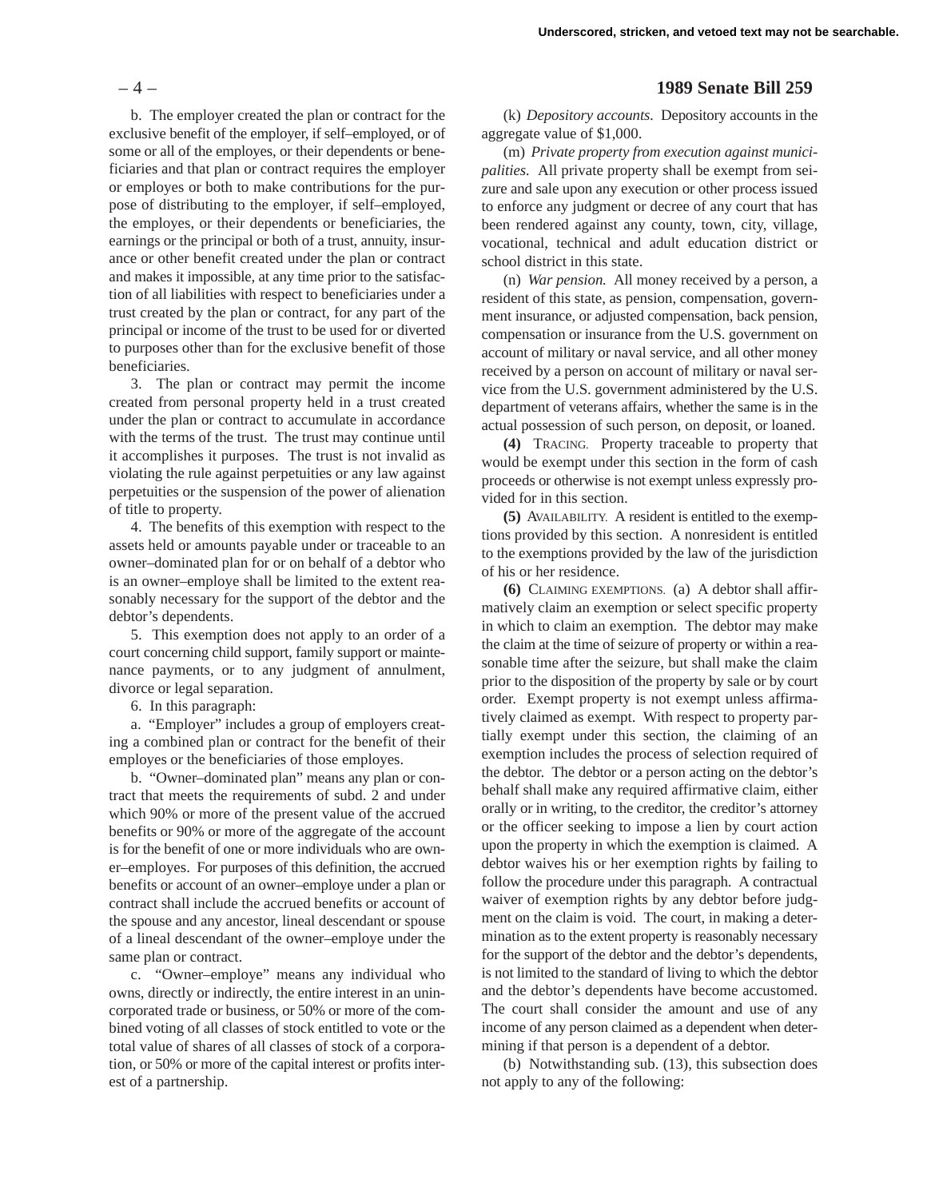b. The employer created the plan or contract for the exclusive benefit of the employer, if self–employed, or of some or all of the employes, or their dependents or beneficiaries and that plan or contract requires the employer or employes or both to make contributions for the purpose of distributing to the employer, if self–employed, the employes, or their dependents or beneficiaries, the earnings or the principal or both of a trust, annuity, insurance or other benefit created under the plan or contract and makes it impossible, at any time prior to the satisfaction of all liabilities with respect to beneficiaries under a trust created by the plan or contract, for any part of the principal or income of the trust to be used for or diverted to purposes other than for the exclusive benefit of those beneficiaries.

3. The plan or contract may permit the income created from personal property held in a trust created under the plan or contract to accumulate in accordance with the terms of the trust. The trust may continue until it accomplishes it purposes. The trust is not invalid as violating the rule against perpetuities or any law against perpetuities or the suspension of the power of alienation of title to property.

4. The benefits of this exemption with respect to the assets held or amounts payable under or traceable to an owner–dominated plan for or on behalf of a debtor who is an owner–employe shall be limited to the extent reasonably necessary for the support of the debtor and the debtor's dependents.

5. This exemption does not apply to an order of a court concerning child support, family support or maintenance payments, or to any judgment of annulment, divorce or legal separation.

6. In this paragraph:

a. "Employer" includes a group of employers creating a combined plan or contract for the benefit of their employes or the beneficiaries of those employes.

b. "Owner–dominated plan" means any plan or contract that meets the requirements of subd. 2 and under which 90% or more of the present value of the accrued benefits or 90% or more of the aggregate of the account is for the benefit of one or more individuals who are owner–employes. For purposes of this definition, the accrued benefits or account of an owner–employe under a plan or contract shall include the accrued benefits or account of the spouse and any ancestor, lineal descendant or spouse of a lineal descendant of the owner–employe under the same plan or contract.

c. "Owner–employe" means any individual who owns, directly or indirectly, the entire interest in an unincorporated trade or business, or 50% or more of the combined voting of all classes of stock entitled to vote or the total value of shares of all classes of stock of a corporation, or 50% or more of the capital interest or profits interest of a partnership.

(k) *Depository accounts.* Depository accounts in the aggregate value of $1,000.

(m) *Private property from execution against municipalities.* All private property shall be exempt from seizure and sale upon any execution or other process issued to enforce any judgment or decree of any court that has been rendered against any county, town, city, village, vocational, technical and adult education district or school district in this state.

(n) *War pension.* All money received by a person, a resident of this state, as pension, compensation, government insurance, or adjusted compensation, back pension, compensation or insurance from the U.S. government on account of military or naval service, and all other money received by a person on account of military or naval service from the U.S. government administered by the U.S. department of veterans affairs, whether the same is in the actual possession of such person, on deposit, or loaned.

**(4)** TRACING. Property traceable to property that would be exempt under this section in the form of cash proceeds or otherwise is not exempt unless expressly provided for in this section.

**(5)** AVAILABILITY. A resident is entitled to the exemptions provided by this section. A nonresident is entitled to the exemptions provided by the law of the jurisdiction of his or her residence.

**(6)** CLAIMING EXEMPTIONS. (a) A debtor shall affirmatively claim an exemption or select specific property in which to claim an exemption. The debtor may make the claim at the time of seizure of property or within a reasonable time after the seizure, but shall make the claim prior to the disposition of the property by sale or by court order. Exempt property is not exempt unless affirmatively claimed as exempt. With respect to property partially exempt under this section, the claiming of an exemption includes the process of selection required of the debtor. The debtor or a person acting on the debtor's behalf shall make any required affirmative claim, either orally or in writing, to the creditor, the creditor's attorney or the officer seeking to impose a lien by court action upon the property in which the exemption is claimed. A debtor waives his or her exemption rights by failing to follow the procedure under this paragraph. A contractual waiver of exemption rights by any debtor before judgment on the claim is void. The court, in making a determination as to the extent property is reasonably necessary for the support of the debtor and the debtor's dependents, is not limited to the standard of living to which the debtor and the debtor's dependents have become accustomed. The court shall consider the amount and use of any income of any person claimed as a dependent when determining if that person is a dependent of a debtor.

(b) Notwithstanding sub. (13), this subsection does not apply to any of the following: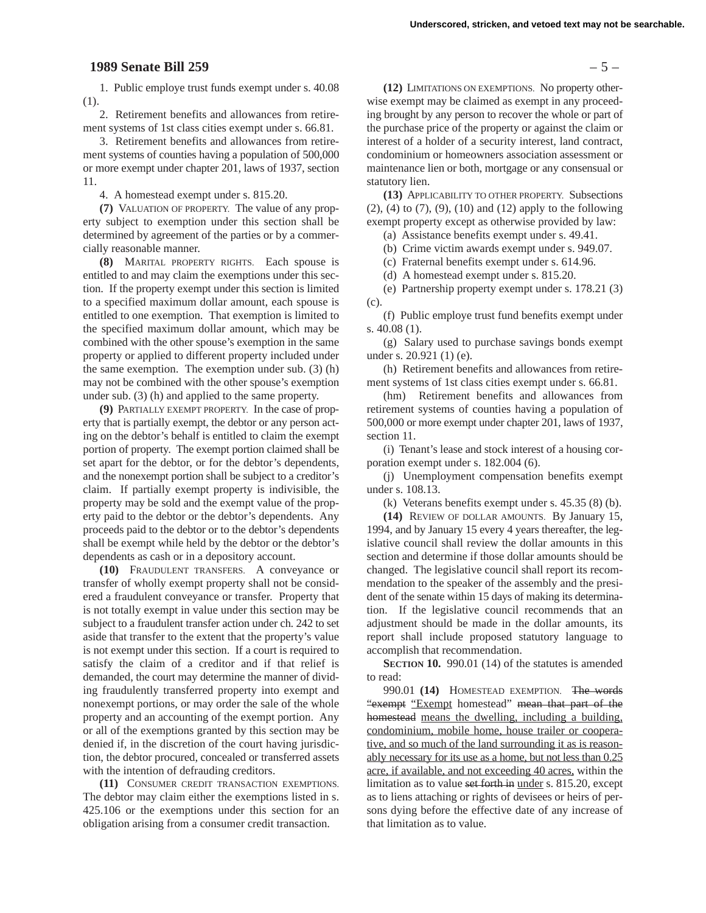1. Public employe trust funds exempt under s. 40.08 (1).

2. Retirement benefits and allowances from retirement systems of 1st class cities exempt under s. 66.81.

3. Retirement benefits and allowances from retirement systems of counties having a population of 500,000 or more exempt under chapter 201, laws of 1937, section 11.

4. A homestead exempt under s. 815.20.

**(7)** VALUATION OF PROPERTY. The value of any property subject to exemption under this section shall be determined by agreement of the parties or by a commercially reasonable manner.

**(8)** MARITAL PROPERTY RIGHTS. Each spouse is entitled to and may claim the exemptions under this section. If the property exempt under this section is limited to a specified maximum dollar amount, each spouse is entitled to one exemption. That exemption is limited to the specified maximum dollar amount, which may be combined with the other spouse's exemption in the same property or applied to different property included under the same exemption. The exemption under sub. (3) (h) may not be combined with the other spouse's exemption under sub. (3) (h) and applied to the same property.

**(9)** PARTIALLY EXEMPT PROPERTY. In the case of property that is partially exempt, the debtor or any person acting on the debtor's behalf is entitled to claim the exempt portion of property. The exempt portion claimed shall be set apart for the debtor, or for the debtor's dependents, and the nonexempt portion shall be subject to a creditor's claim. If partially exempt property is indivisible, the property may be sold and the exempt value of the property paid to the debtor or the debtor's dependents. Any proceeds paid to the debtor or to the debtor's dependents shall be exempt while held by the debtor or the debtor's dependents as cash or in a depository account.

**(10)** FRAUDULENT TRANSFERS. A conveyance or transfer of wholly exempt property shall not be considered a fraudulent conveyance or transfer. Property that is not totally exempt in value under this section may be subject to a fraudulent transfer action under ch. 242 to set aside that transfer to the extent that the property's value is not exempt under this section. If a court is required to satisfy the claim of a creditor and if that relief is demanded, the court may determine the manner of dividing fraudulently transferred property into exempt and nonexempt portions, or may order the sale of the whole property and an accounting of the exempt portion. Any or all of the exemptions granted by this section may be denied if, in the discretion of the court having jurisdiction, the debtor procured, concealed or transferred assets with the intention of defrauding creditors.

**(11)** CONSUMER CREDIT TRANSACTION EXEMPTIONS. The debtor may claim either the exemptions listed in s. 425.106 or the exemptions under this section for an obligation arising from a consumer credit transaction.

**(12)** LIMITATIONS ON EXEMPTIONS. No property otherwise exempt may be claimed as exempt in any proceeding brought by any person to recover the whole or part of the purchase price of the property or against the claim or interest of a holder of a security interest, land contract, condominium or homeowners association assessment or maintenance lien or both, mortgage or any consensual or statutory lien.

**(13)** APPLICABILITY TO OTHER PROPERTY. Subsections (2), (4) to (7), (9), (10) and (12) apply to the following exempt property except as otherwise provided by law:

(a) Assistance benefits exempt under s. 49.41.

(b) Crime victim awards exempt under s. 949.07.

(c) Fraternal benefits exempt under s. 614.96.

(d) A homestead exempt under s. 815.20.

(e) Partnership property exempt under s. 178.21 (3) (c).

(f) Public employe trust fund benefits exempt under s. 40.08 (1).

(g) Salary used to purchase savings bonds exempt under s. 20.921 (1) (e).

(h) Retirement benefits and allowances from retirement systems of 1st class cities exempt under s. 66.81.

(hm) Retirement benefits and allowances from retirement systems of counties having a population of 500,000 or more exempt under chapter 201, laws of 1937, section 11.

(i) Tenant's lease and stock interest of a housing corporation exempt under s. 182.004 (6).

(j) Unemployment compensation benefits exempt under s. 108.13.

(k) Veterans benefits exempt under s. 45.35 (8) (b).

**(14)** REVIEW OF DOLLAR AMOUNTS. By January 15, 1994, and by January 15 every 4 years thereafter, the legislative council shall review the dollar amounts in this section and determine if those dollar amounts should be changed. The legislative council shall report its recommendation to the speaker of the assembly and the president of the senate within 15 days of making its determination. If the legislative council recommends that an adjustment should be made in the dollar amounts, its report shall include proposed statutory language to accomplish that recommendation.

**SECTION 10.** 990.01 (14) of the statutes is amended to read:

990.01 **(14)** HOMESTEAD EXEMPTION. ~~The words "exempt~~ "Exempt homestead" ~~mean that part of the homestead~~ means the dwelling, including a building, condominium, mobile home, house trailer or cooperative, and so much of the land surrounding it as is reasonably necessary for its use as a home, but not less than 0.25 acre, if available, and not exceeding 40 acres, within the limitation as to value ~~set forth in~~ under s. 815.20, except as to liens attaching or rights of devisees or heirs of persons dying before the effective date of any increase of that limitation as to value.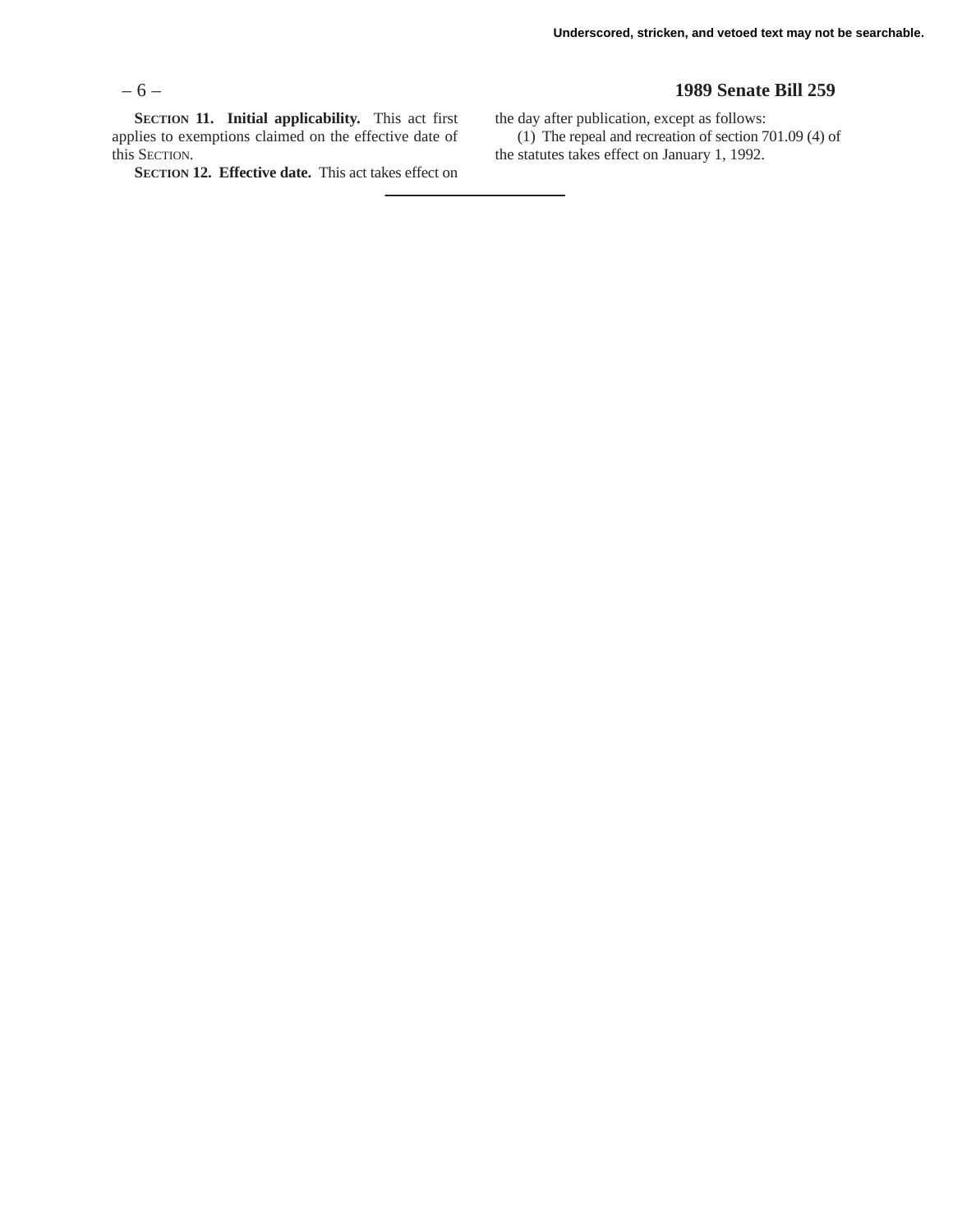**SECTION 11. Initial applicability.** This act first applies to exemptions claimed on the effective date of this SECTION.

**SECTION 12. Effective date.** This act takes effect on the day after publication, except as follows:

(1) The repeal and recreation of section 701.09 (4) of the statutes takes effect on January 1, 1992.